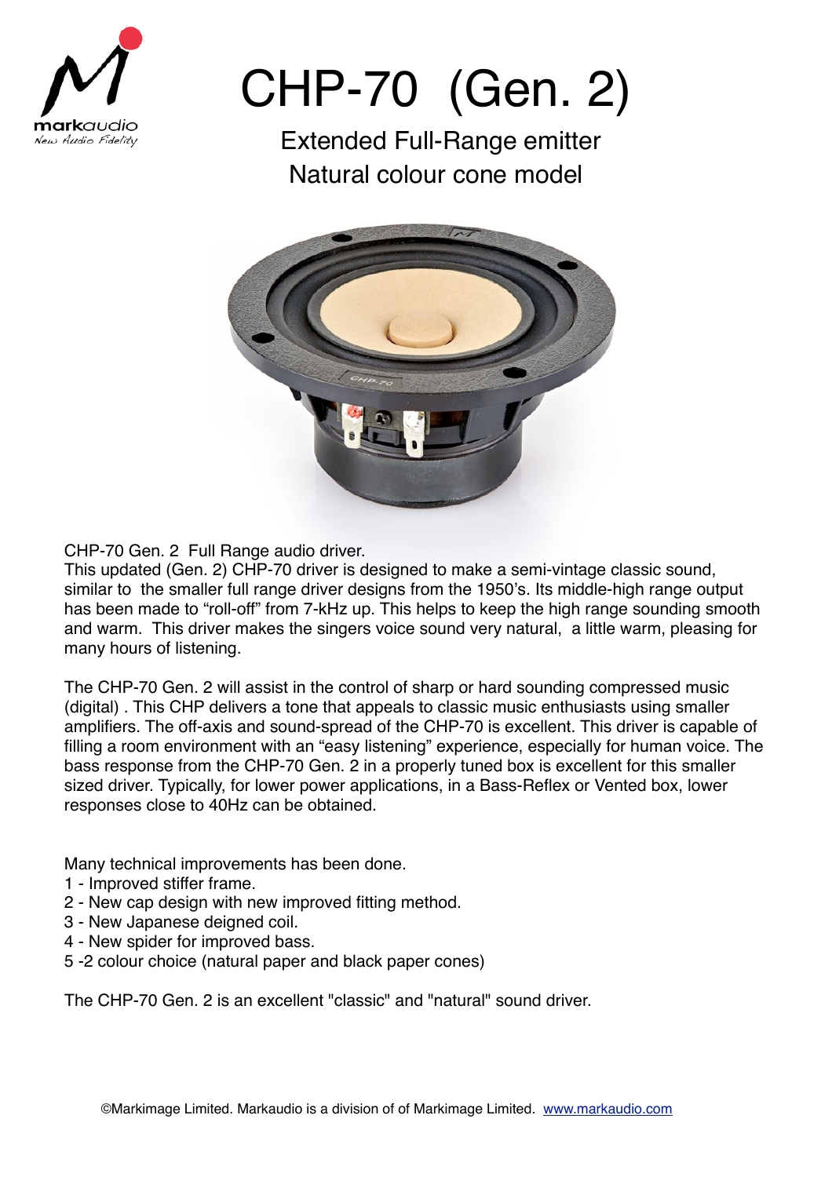# CHP-70 (Gen. 2)

## Extended Full-Range emitter
## Natural colour cone model

CHP-70 Gen. 2 Full Range audio driver.
This updated (Gen. 2) CHP-70 driver is designed to make a semi-vintage classic sound, similar to the smaller full range driver designs from the 1950's. Its middle-high range output has been made to "roll-off" from 7-kHz up. This helps to keep the high range sounding smooth and warm. This driver makes the singers voice sound very natural, a little warm, pleasing for many hours of listening.

The CHP-70 Gen. 2 will assist in the control of sharp or hard sounding compressed music (digital) . This CHP delivers a tone that appeals to classic music enthusiasts using smaller amplifiers. The off-axis and sound-spread of the CHP-70 is excellent. This driver is capable of filling a room environment with an "easy listening" experience, especially for human voice. The bass response from the CHP-70 Gen. 2 in a properly tuned box is excellent for this smaller sized driver. Typically, for lower power applications, in a Bass-Reflex or Vented box, lower responses close to 40Hz can be obtained.

Many technical improvements has been done.
1 - Improved stiffer frame.
2 - New cap design with new improved fitting method.
3 - New Japanese deigned coil.
4 - New spider for improved bass.
5 -2 colour choice (natural paper and black paper cones)

The CHP-70 Gen. 2 is an excellent "classic" and "natural" sound driver.

©Markimage Limited. Markaudio is a division of of Markimage Limited. www.markaudio.com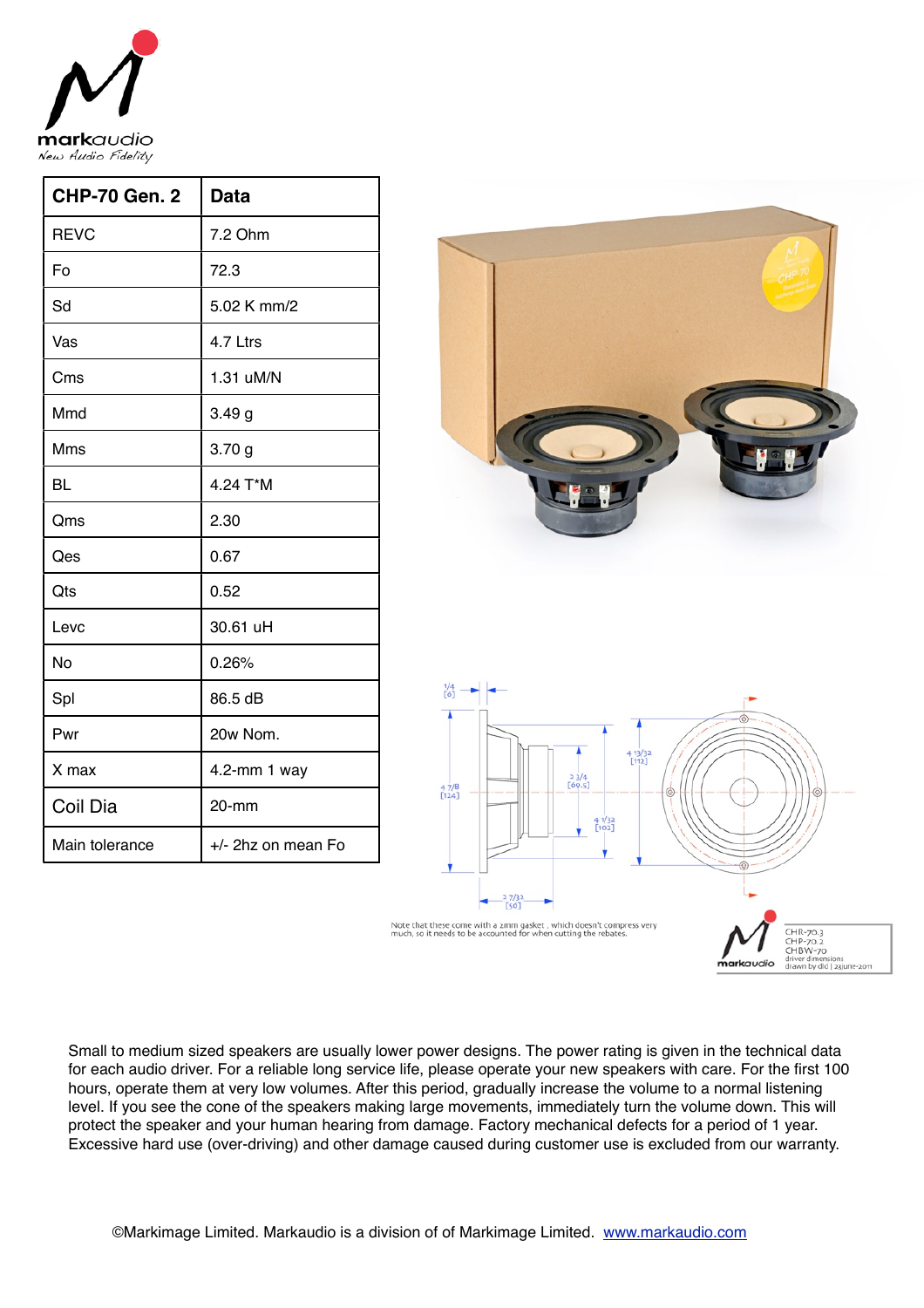| CHP-70 Gen. 2 | Data |
|---|---|
| REVC | 7.2 Ohm |
| Fo | 72.3 |
| Sd | 5.02 K mm/2 |
| Vas | 4.7 Ltrs |
| Cms | 1.31 uM/N |
| Mmd | 3.49 g |
| Mms | 3.70 g |
| BL | 4.24 T*M |
| Qms | 2.30 |
| Qes | 0.67 |
| Qts | 0.52 |
| Levc | 30.61 uH |
| No | 0.26% |
| Spl | 86.5 dB |
| Pwr | 20w Nom. |
| X max | 4.2-mm 1 way |
| Coil Dia | 20-mm |
| Main tolerance | +/- 2hz on mean Fo |

Note that these come with a 2mm gasket , which doesn't compress very much, so it needs to be accounted for when cutting the rebates.

Small to medium sized speakers are usually lower power designs. The power rating is given in the technical data for each audio driver. For a reliable long service life, please operate your new speakers with care. For the first 100 hours, operate them at very low volumes. After this period, gradually increase the volume to a normal listening level. If you see the cone of the speakers making large movements, immediately turn the volume down. This will protect the speaker and your human hearing from damage. Factory mechanical defects for a period of 1 year. Excessive hard use (over-driving) and other damage caused during customer use is excluded from our warranty.

©Markimage Limited. Markaudio is a division of of Markimage Limited. www.markaudio.com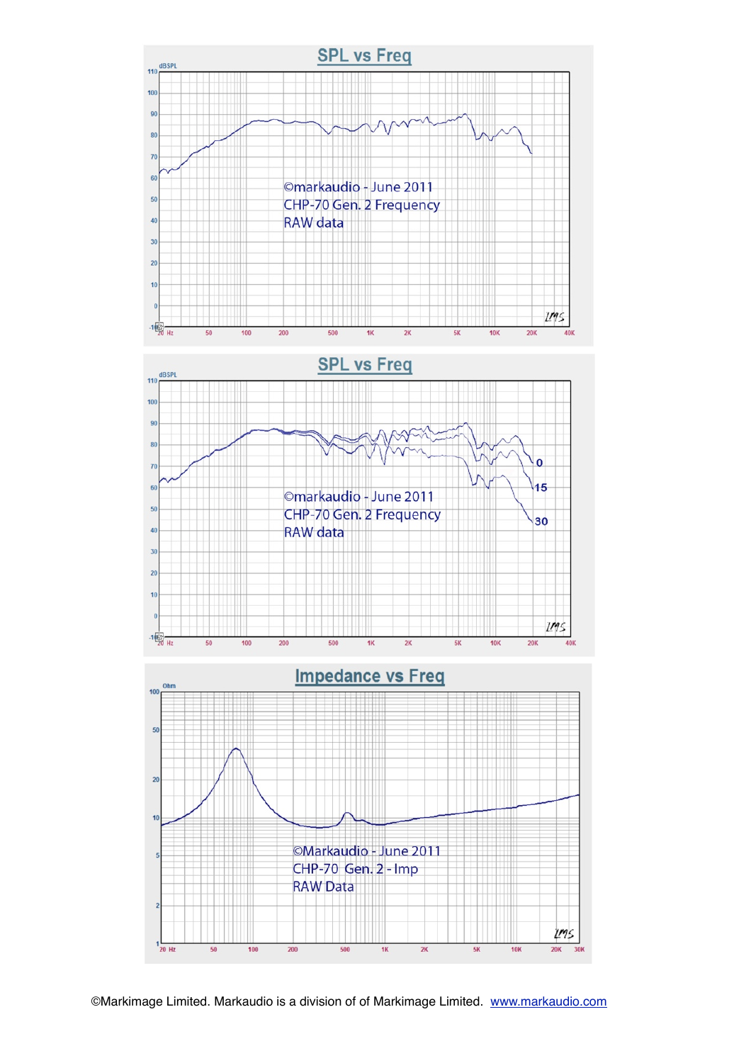## SPL vs Freq

dBSPL

110
100
90
80
70
60
50
40
30
20
10
0
-10

20 Hz
50
100
200
500
1K
2K
5K
10K
20K
40K

©markaudio - June 2011
CHP-70 Gen. 2 Frequency
RAW data

LMS

## SPL vs Freq

dBSPL

110
100
90
80
70
60
50
40
30
20
10
0
-10

20 Hz
50
100
200
500
1K
2K
5K
10K
20K
40K

0
15
30

©markaudio - June 2011
CHP-70 Gen. 2 Frequency
RAW data

LMS

## Impedance vs Freq

Ohm

100
50
20
10
5
2
1

20 Hz
50
100
200
500
1K
2K
5K
10K
20K
30K

©Markaudio - June 2011
CHP-70 Gen. 2 - Imp
RAW Data

LMS

©Markimage Limited. Markaudio is a division of of Markimage Limited. www.markaudio.com